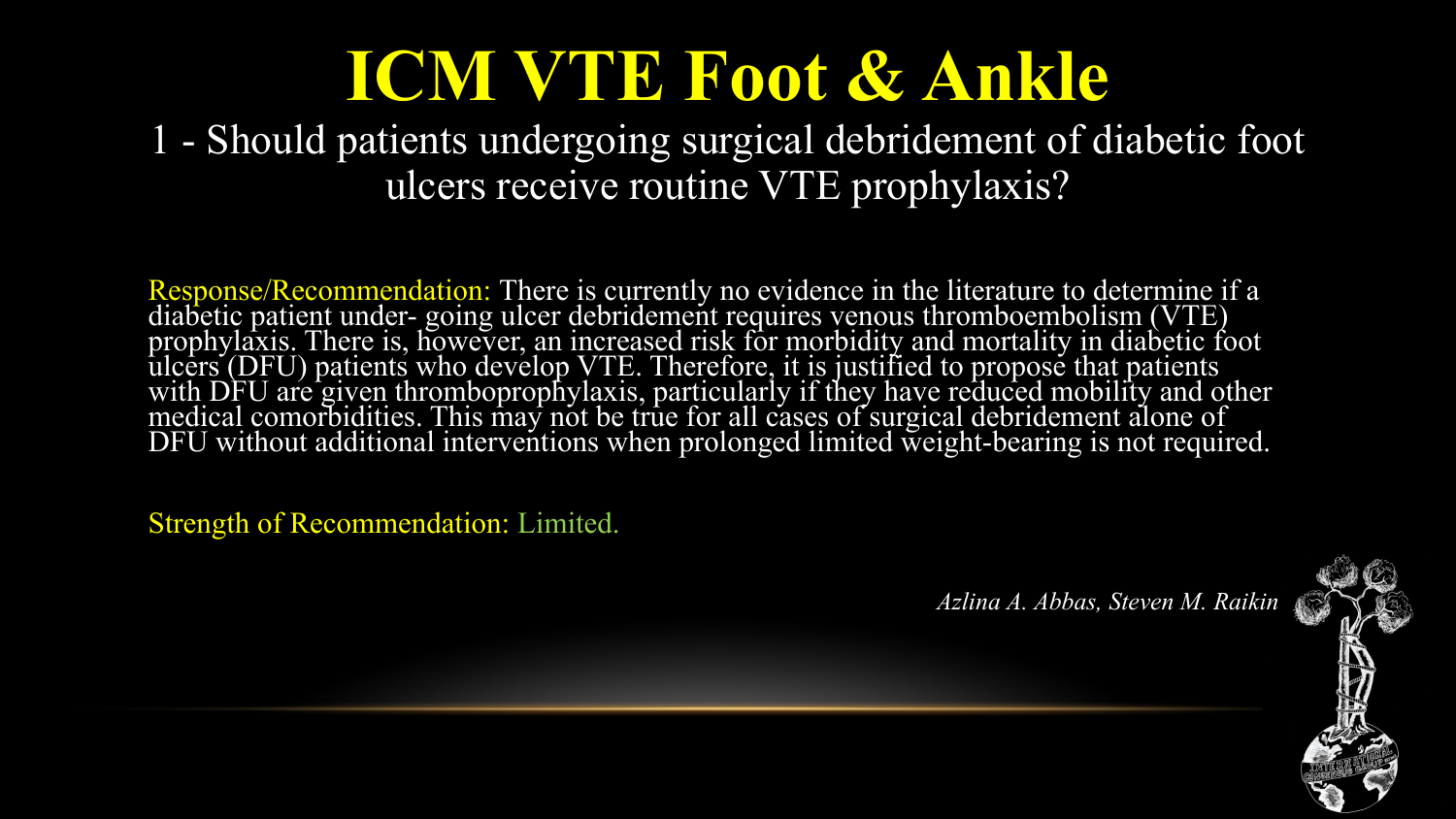# ICM VTE Foot & Ankle

## 1 - Should patients undergoing surgical debridement of diabetic foot ulcers receive routine VTE prophylaxis?

Response/Recommendation: There is currently no evidence in the literature to determine if a diabetic patient under- going ulcer debridement requires venous thromboembolism (VTE) prophylaxis. There is, however, an increased risk for morbidity and mortality in diabetic foot ulcers (DFU) patients who develop VTE. Therefore, it is justified to propose that patients with DFU are given thromboprophylaxis, particularly if they have reduced mobility and other medical comorbidities. This may not be true for all cases of surgical debridement alone of DFU without additional interventions when prolonged limited weight-bearing is not required.

Strength of Recommendation: Limited.

*Azlina A. Abbas, Steven M. Raikin*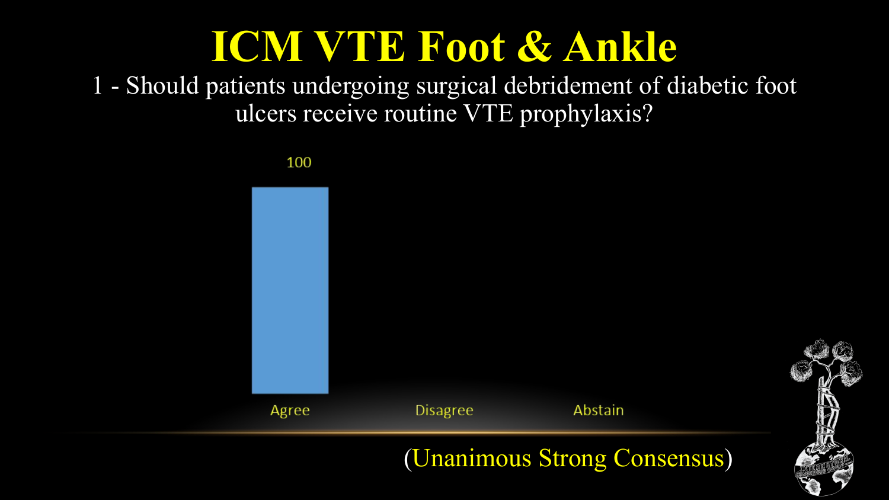# ICM VTE Foot & Ankle

1 - Should patients undergoing surgical debridement of diabetic foot ulcers receive routine VTE prophylaxis?

| Agree | Disagree | Abstain |
|---|---|---|
| 100 | | |

(Unanimous Strong Consensus)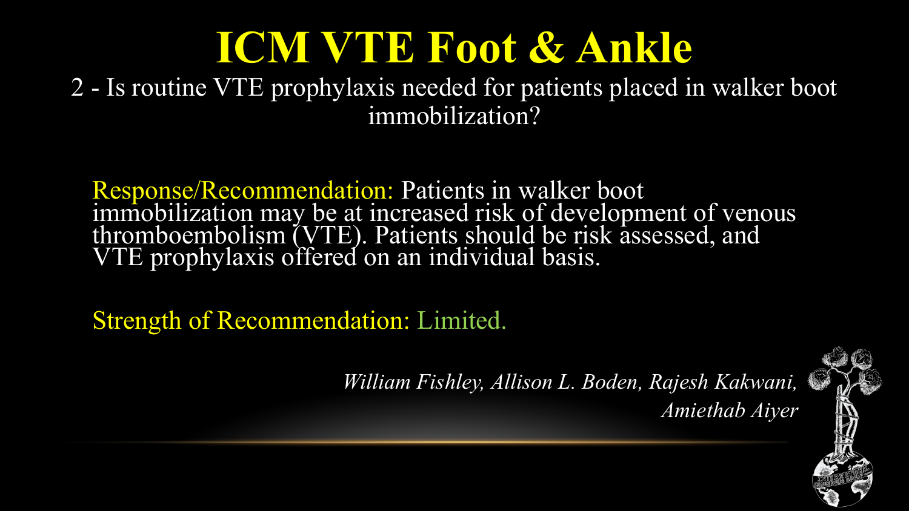# ICM VTE Foot & Ankle

2 - Is routine VTE prophylaxis needed for patients placed in walker boot immobilization?

Response/Recommendation: Patients in walker boot immobilization may be at increased risk of development of venous thromboembolism (VTE). Patients should be risk assessed, and VTE prophylaxis offered on an individual basis.

Strength of Recommendation: Limited.

*William Fishley, Allison L. Boden, Rajesh Kakwani, Amiethab Aiyer*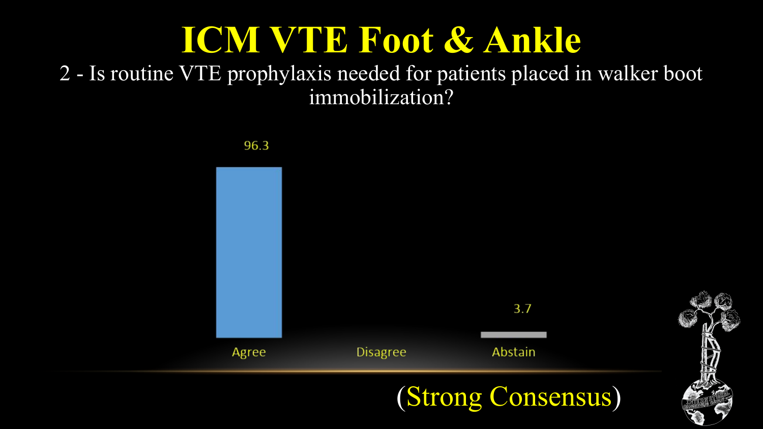# ICM VTE Foot & Ankle

2 - Is routine VTE prophylaxis needed for patients placed in walker boot immobilization?

| Response | % |
| --- | --- |
| Agree | 96.3 |
| Disagree | |
| Abstain | 3.7 |

(Strong Consensus)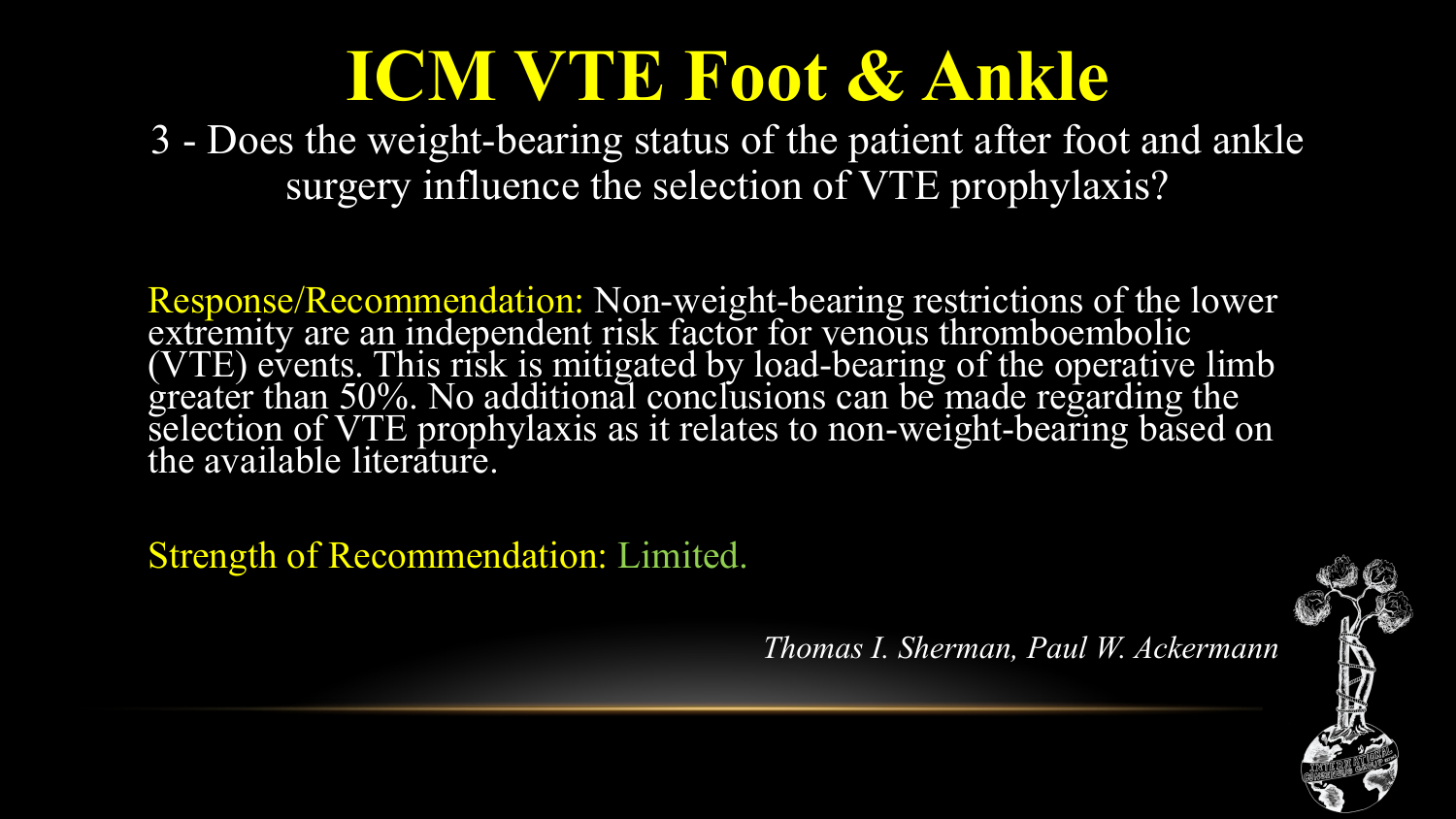# ICM VTE Foot & Ankle

3 - Does the weight-bearing status of the patient after foot and ankle surgery influence the selection of VTE prophylaxis?

Response/Recommendation: Non-weight-bearing restrictions of the lower extremity are an independent risk factor for venous thromboembolic (VTE) events. This risk is mitigated by load-bearing of the operative limb greater than 50%. No additional conclusions can be made regarding the selection of VTE prophylaxis as it relates to non-weight-bearing based on the available literature.

Strength of Recommendation: Limited.

*Thomas I. Sherman, Paul W. Ackermann*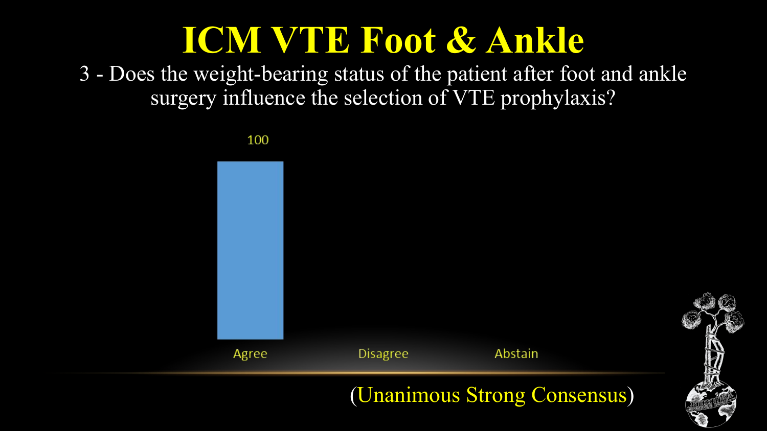# ICM VTE Foot & Ankle

3 - Does the weight-bearing status of the patient after foot and ankle surgery influence the selection of VTE prophylaxis?

| Agree | Disagree | Abstain |
| --- | --- | --- |
| 100 | | |

(Unanimous Strong Consensus)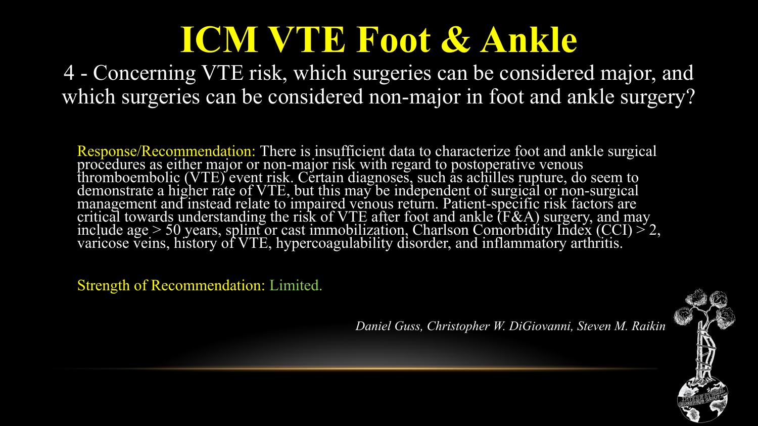# ICM VTE Foot & Ankle

## 4 - Concerning VTE risk, which surgeries can be considered major, and which surgeries can be considered non-major in foot and ankle surgery?

Response/Recommendation: There is insufficient data to characterize foot and ankle surgical procedures as either major or non-major risk with regard to postoperative venous thromboembolic (VTE) event risk. Certain diagnoses, such as achilles rupture, do seem to demonstrate a higher rate of VTE, but this may be independent of surgical or non-surgical management and instead relate to impaired venous return. Patient-specific risk factors are critical towards understanding the risk of VTE after foot and ankle (F&A) surgery, and may include age > 50 years, splint or cast immobilization, Charlson Comorbidity Index (CCI) > 2, varicose veins, history of VTE, hypercoagulability disorder, and inflammatory arthritis.

Strength of Recommendation: Limited.

*Daniel Guss, Christopher W. DiGiovanni, Steven M. Raikin*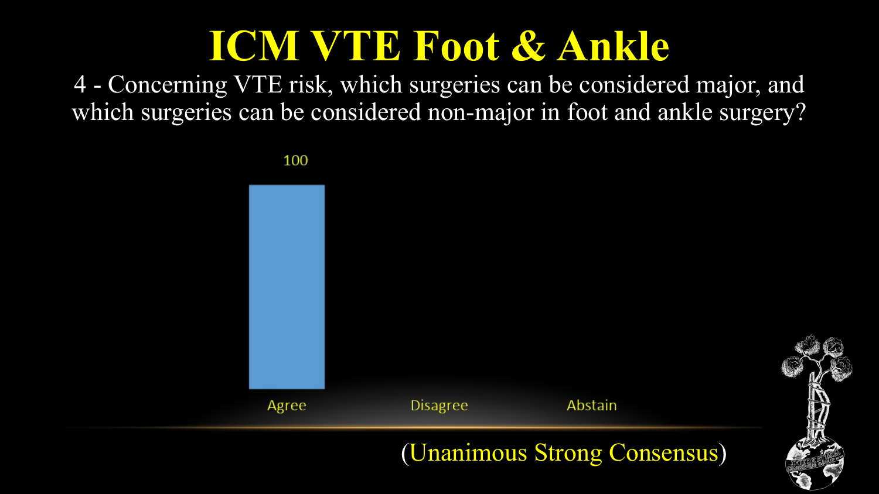# ICM VTE Foot & Ankle

4 - Concerning VTE risk, which surgeries can be considered major, and which surgeries can be considered non-major in foot and ankle surgery?

| Response | Percentage |
| --- | --- |
| Agree | 100 |
| Disagree | |
| Abstain | |

(Unanimous Strong Consensus)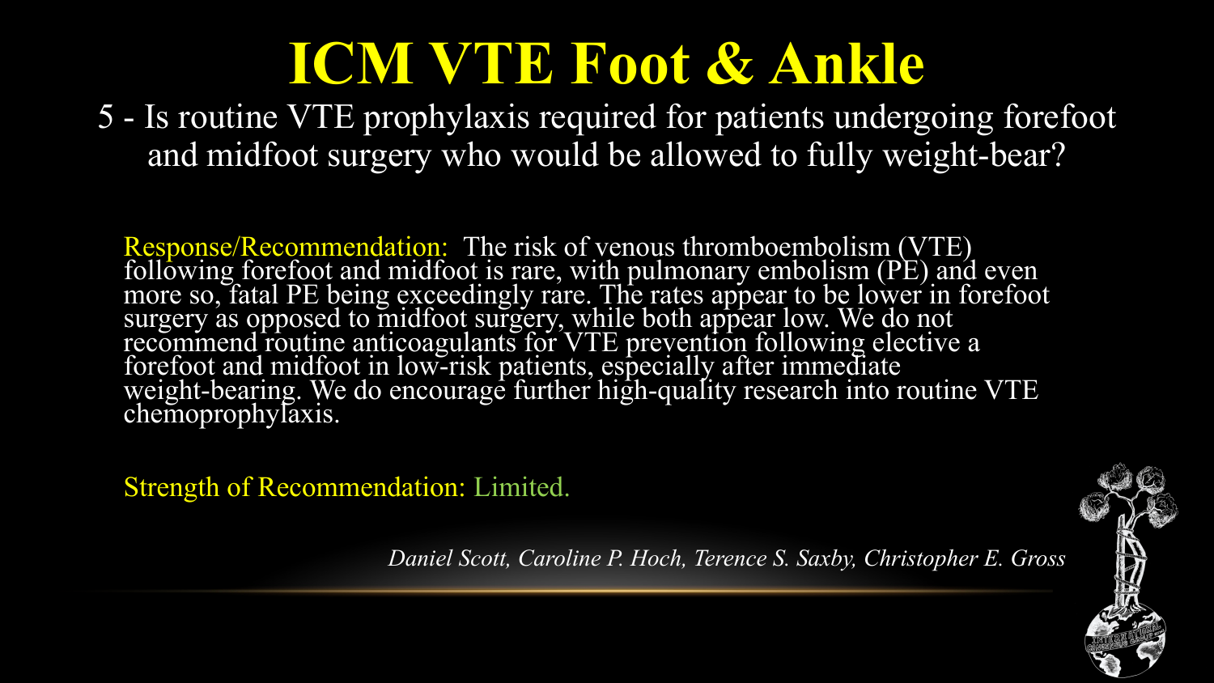# ICM VTE Foot & Ankle

5 - Is routine VTE prophylaxis required for patients undergoing forefoot and midfoot surgery who would be allowed to fully weight-bear?

Response/Recommendation: The risk of venous thromboembolism (VTE) following forefoot and midfoot is rare, with pulmonary embolism (PE) and even more so, fatal PE being exceedingly rare. The rates appear to be lower in forefoot surgery as opposed to midfoot surgery, while both appear low. We do not recommend routine anticoagulants for VTE prevention following elective a forefoot and midfoot in low-risk patients, especially after immediate weight-bearing. We do encourage further high-quality research into routine VTE chemoprophylaxis.

Strength of Recommendation: Limited.

*Daniel Scott, Caroline P. Hoch, Terence S. Saxby, Christopher E. Gross*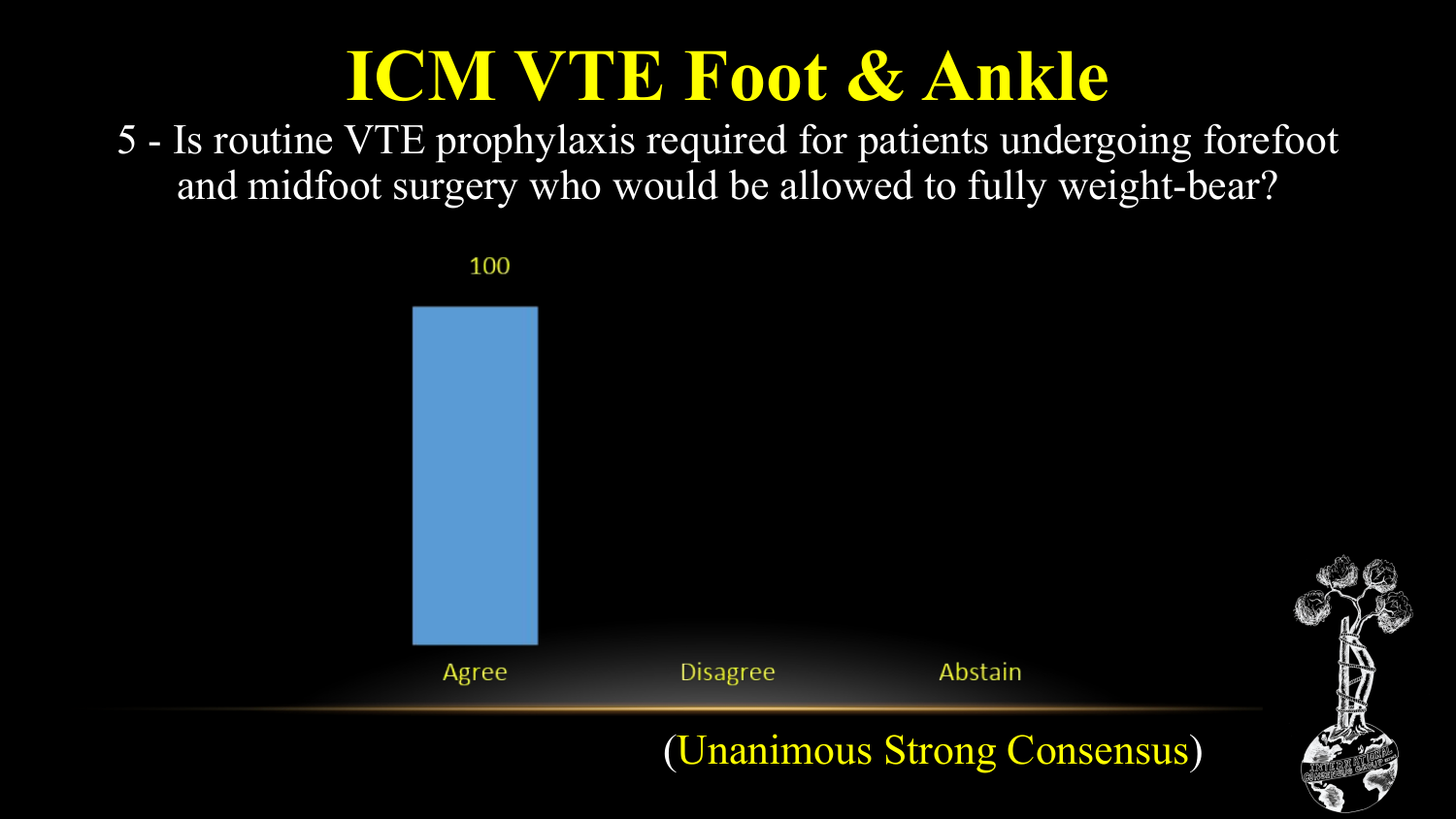# ICM VTE Foot & Ankle

5 - Is routine VTE prophylaxis required for patients undergoing forefoot and midfoot surgery who would be allowed to fully weight-bear?

| Agree | Disagree | Abstain |
| --- | --- | --- |
| 100 | | |

(Unanimous Strong Consensus)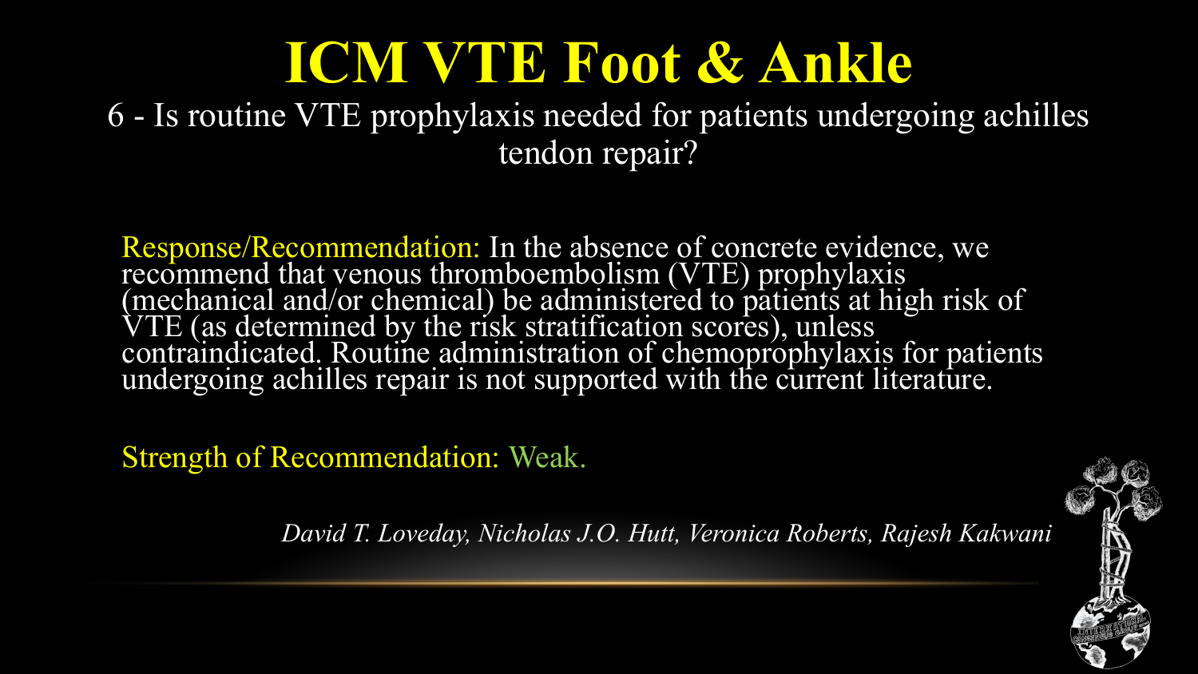# ICM VTE Foot & Ankle

6 - Is routine VTE prophylaxis needed for patients undergoing achilles tendon repair?

Response/Recommendation: In the absence of concrete evidence, we recommend that venous thromboembolism (VTE) prophylaxis (mechanical and/or chemical) be administered to patients at high risk of VTE (as determined by the risk stratification scores), unless contraindicated. Routine administration of chemoprophylaxis for patients undergoing achilles repair is not supported with the current literature.

Strength of Recommendation: Weak.

*David T. Loveday, Nicholas J.O. Hutt, Veronica Roberts, Rajesh Kakwani*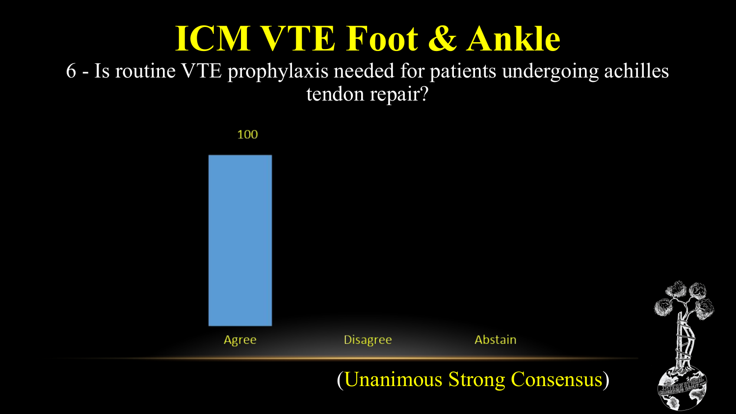# ICM VTE Foot & Ankle

6 - Is routine VTE prophylaxis needed for patients undergoing achilles tendon repair?

| Agree | Disagree | Abstain |
| --- | --- | --- |
| 100 | | |

(Unanimous Strong Consensus)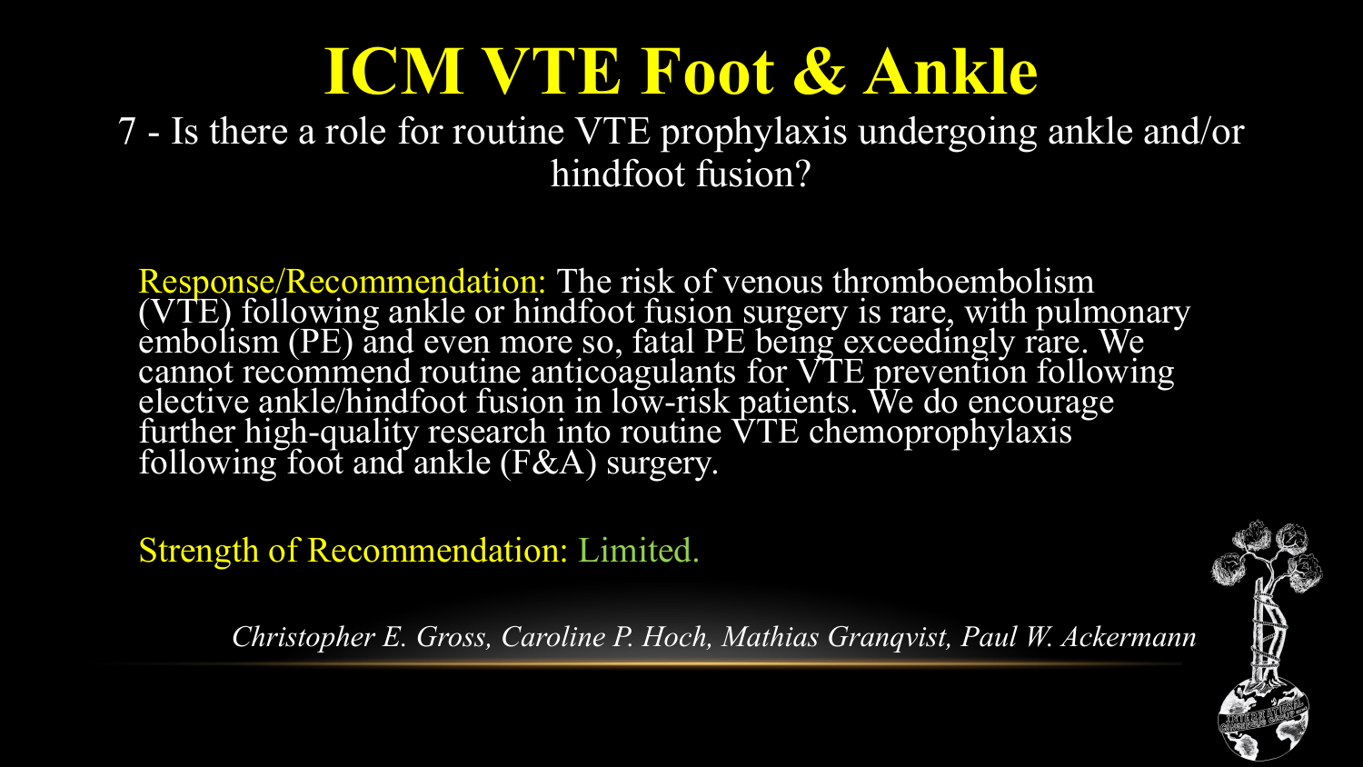# ICM VTE Foot & Ankle

7 - Is there a role for routine VTE prophylaxis undergoing ankle and/or hindfoot fusion?

Response/Recommendation: The risk of venous thromboembolism (VTE) following ankle or hindfoot fusion surgery is rare, with pulmonary embolism (PE) and even more so, fatal PE being exceedingly rare. We cannot recommend routine anticoagulants for VTE prevention following elective ankle/hindfoot fusion in low-risk patients. We do encourage further high-quality research into routine VTE chemoprophylaxis following foot and ankle (F&A) surgery.

Strength of Recommendation: Limited.

*Christopher E. Gross, Caroline P. Hoch, Mathias Granqvist, Paul W. Ackermann*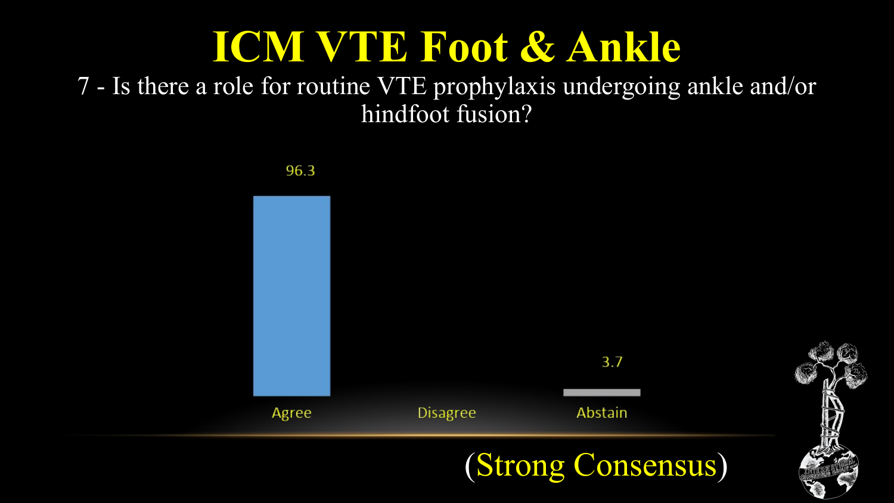# ICM VTE Foot & Ankle

7 - Is there a role for routine VTE prophylaxis undergoing ankle and/or hindfoot fusion?

| Agree | Disagree | Abstain |
| --- | --- | --- |
| 96.3 | | 3.7 |

(Strong Consensus)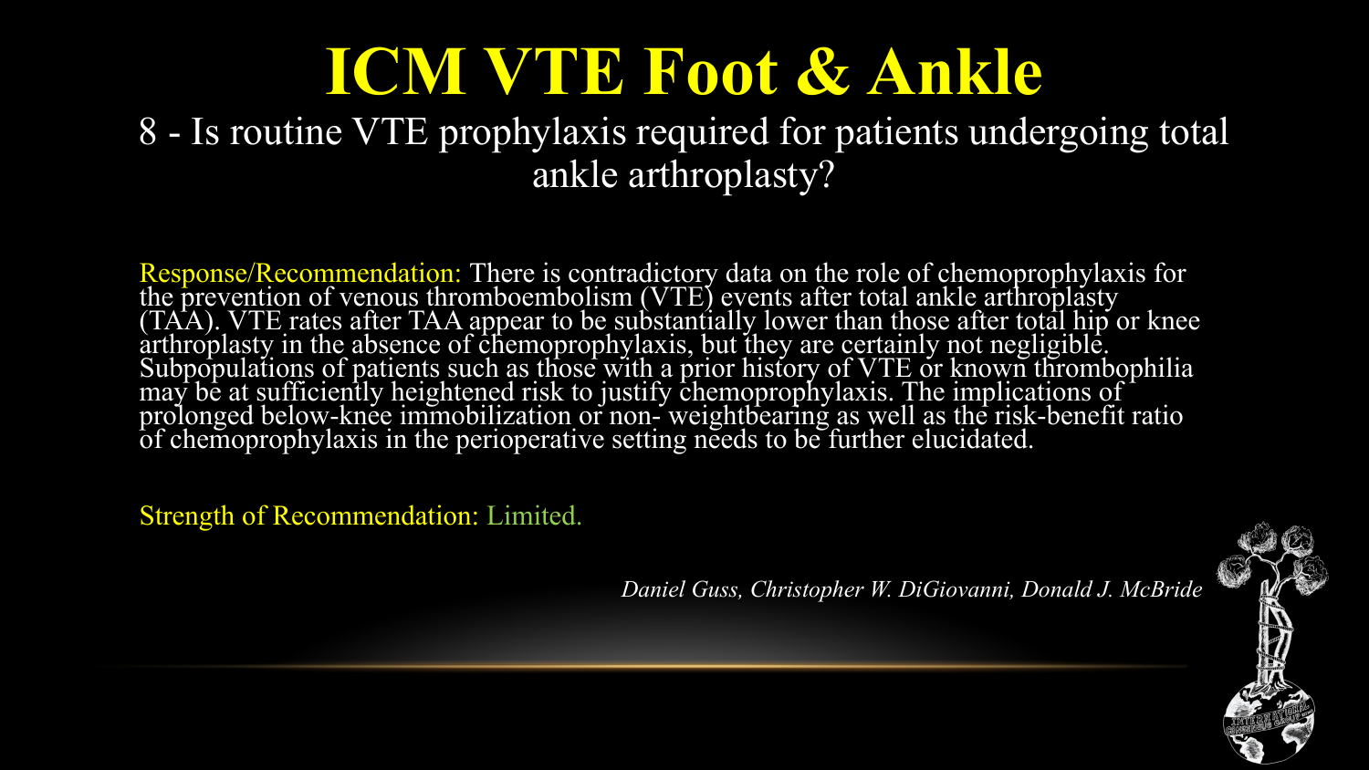# ICM VTE Foot & Ankle

## 8 - Is routine VTE prophylaxis required for patients undergoing total ankle arthroplasty?

Response/Recommendation: There is contradictory data on the role of chemoprophylaxis for the prevention of venous thromboembolism (VTE) events after total ankle arthroplasty (TAA). VTE rates after TAA appear to be substantially lower than those after total hip or knee arthroplasty in the absence of chemoprophylaxis, but they are certainly not negligible. Subpopulations of patients such as those with a prior history of VTE or known thrombophilia may be at sufficiently heightened risk to justify chemoprophylaxis. The implications of prolonged below-knee immobilization or non- weightbearing as well as the risk-benefit ratio of chemoprophylaxis in the perioperative setting needs to be further elucidated.

Strength of Recommendation: Limited.

*Daniel Guss, Christopher W. DiGiovanni, Donald J. McBride*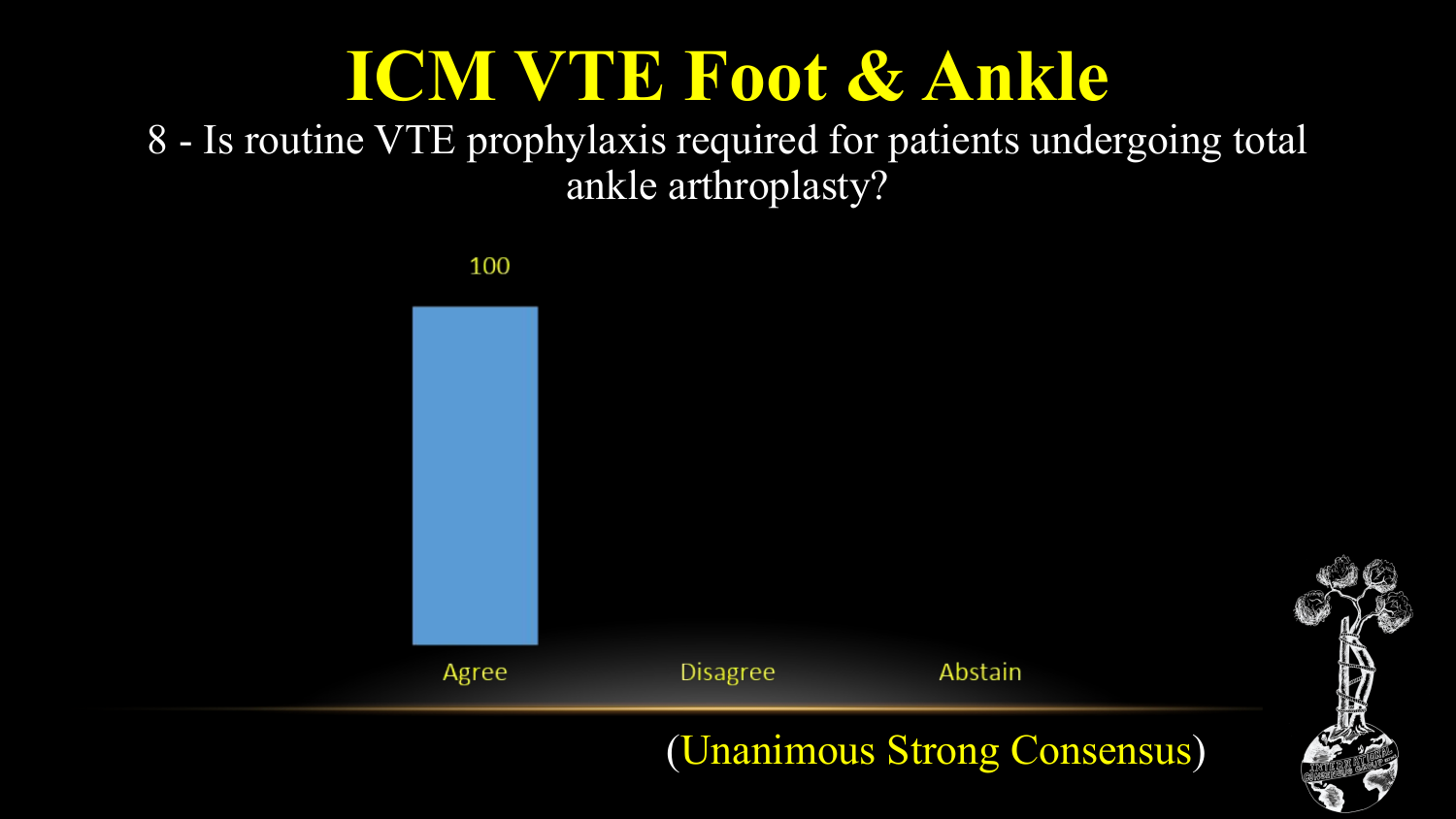# ICM VTE Foot & Ankle

8 - Is routine VTE prophylaxis required for patients undergoing total ankle arthroplasty?

100

Agree

Disagree

Abstain

(Unanimous Strong Consensus)